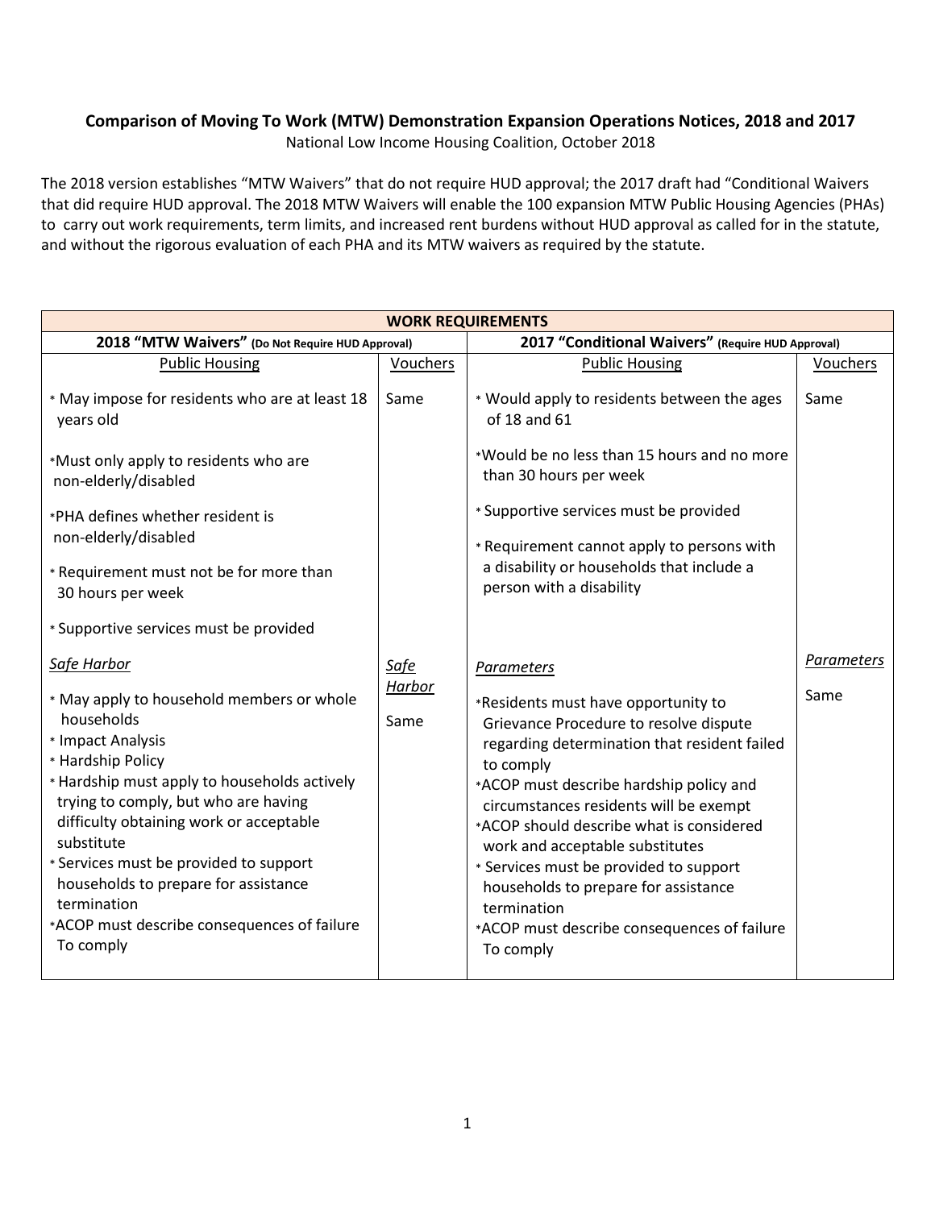**Comparison of Moving To Work (MTW) Demonstration Expansion Operations Notices, 2018 and 2017**

National Low Income Housing Coalition, October 2018

The 2018 version establishes "MTW Waivers" that do not require HUD approval; the 2017 draft had "Conditional Waivers that did require HUD approval. The 2018 MTW Waivers will enable the 100 expansion MTW Public Housing Agencies (PHAs) to carry out work requirements, term limits, and increased rent burdens without HUD approval as called for in the statute, and without the rigorous evaluation of each PHA and its MTW waivers as required by the statute.

| WORK REQUIREMENTS | | | |
|---|---|---|---|
| **2018 "MTW Waivers"** (Do Not Require HUD Approval) | | **2017 "Conditional Waivers"** (Require HUD Approval) | |
| Public Housing | Vouchers | Public Housing | Vouchers |
| * May impose for residents who are at least 18 years old<br>*Must only apply to residents who are non-elderly/disabled<br>*PHA defines whether resident is non-elderly/disabled<br>* Requirement must not be for more than 30 hours per week<br>* Supportive services must be provided | Same | * Would apply to residents between the ages of 18 and 61<br>*Would be no less than 15 hours and no more than 30 hours per week<br>* Supportive services must be provided<br>* Requirement cannot apply to persons with a disability or households that include a person with a disability | Same |
| *Safe Harbor*<br>* May apply to household members or whole households<br>* Impact Analysis<br>* Hardship Policy<br>* Hardship must apply to households actively trying to comply, but who are having difficulty obtaining work or acceptable substitute<br>* Services must be provided to support households to prepare for assistance termination<br>*ACOP must describe consequences of failure To comply | *Safe Harbor*<br>Same | *Parameters*<br>*Residents must have opportunity to Grievance Procedure to resolve dispute regarding determination that resident failed to comply<br>*ACOP must describe hardship policy and circumstances residents will be exempt<br>*ACOP should describe what is considered work and acceptable substitutes<br>* Services must be provided to support households to prepare for assistance termination<br>*ACOP must describe consequences of failure To comply | *Parameters*<br>Same |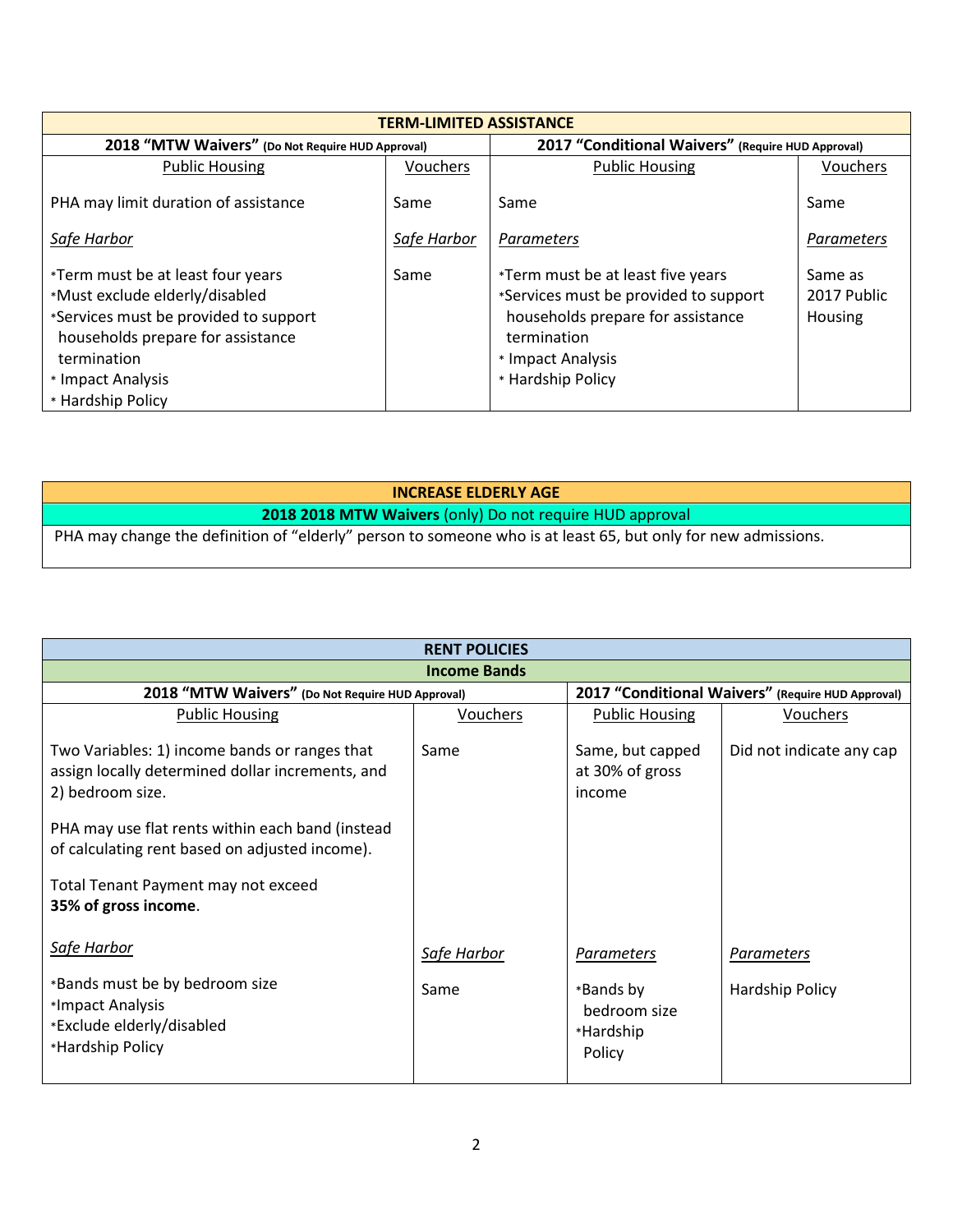| TERM-LIMITED ASSISTANCE | | | |
|---|---|---|---|
| 2018 "MTW Waivers" (Do Not Require HUD Approval) | | 2017 "Conditional Waivers" (Require HUD Approval) | |
| Public Housing | Vouchers | Public Housing | Vouchers |
| PHA may limit duration of assistance | Same | Same | Same |
| *Safe Harbor* | *Safe Harbor* | *Parameters* | *Parameters* |
| *Term must be at least four years<br>*Must exclude elderly/disabled<br>*Services must be provided to support households prepare for assistance termination<br>* Impact Analysis<br>* Hardship Policy | Same | *Term must be at least five years<br>*Services must be provided to support households prepare for assistance termination<br>* Impact Analysis<br>* Hardship Policy | Same as 2017 Public Housing |

| INCREASE ELDERLY AGE |
|---|
| **2018 2018 MTW Waivers** (only) Do not require HUD approval |
| PHA may change the definition of "elderly" person to someone who is at least 65, but only for new admissions. |

| RENT POLICIES | | | |
|---|---|---|---|
| **Income Bands** | | | |
| 2018 "MTW Waivers" (Do Not Require HUD Approval) | | 2017 "Conditional Waivers" (Require HUD Approval) | |
| Public Housing | Vouchers | Public Housing | Vouchers |
| Two Variables: 1) income bands or ranges that assign locally determined dollar increments, and 2) bedroom size.<br><br>PHA may use flat rents within each band (instead of calculating rent based on adjusted income).<br><br>Total Tenant Payment may not exceed **35% of gross income**. | Same | Same, but capped at 30% of gross income | Did not indicate any cap |
| *Safe Harbor* | *Safe Harbor* | *Parameters* | *Parameters* |
| *Bands must be by bedroom size<br>*Impact Analysis<br>*Exclude elderly/disabled<br>*Hardship Policy | Same | *Bands by bedroom size<br>*Hardship Policy | Hardship Policy |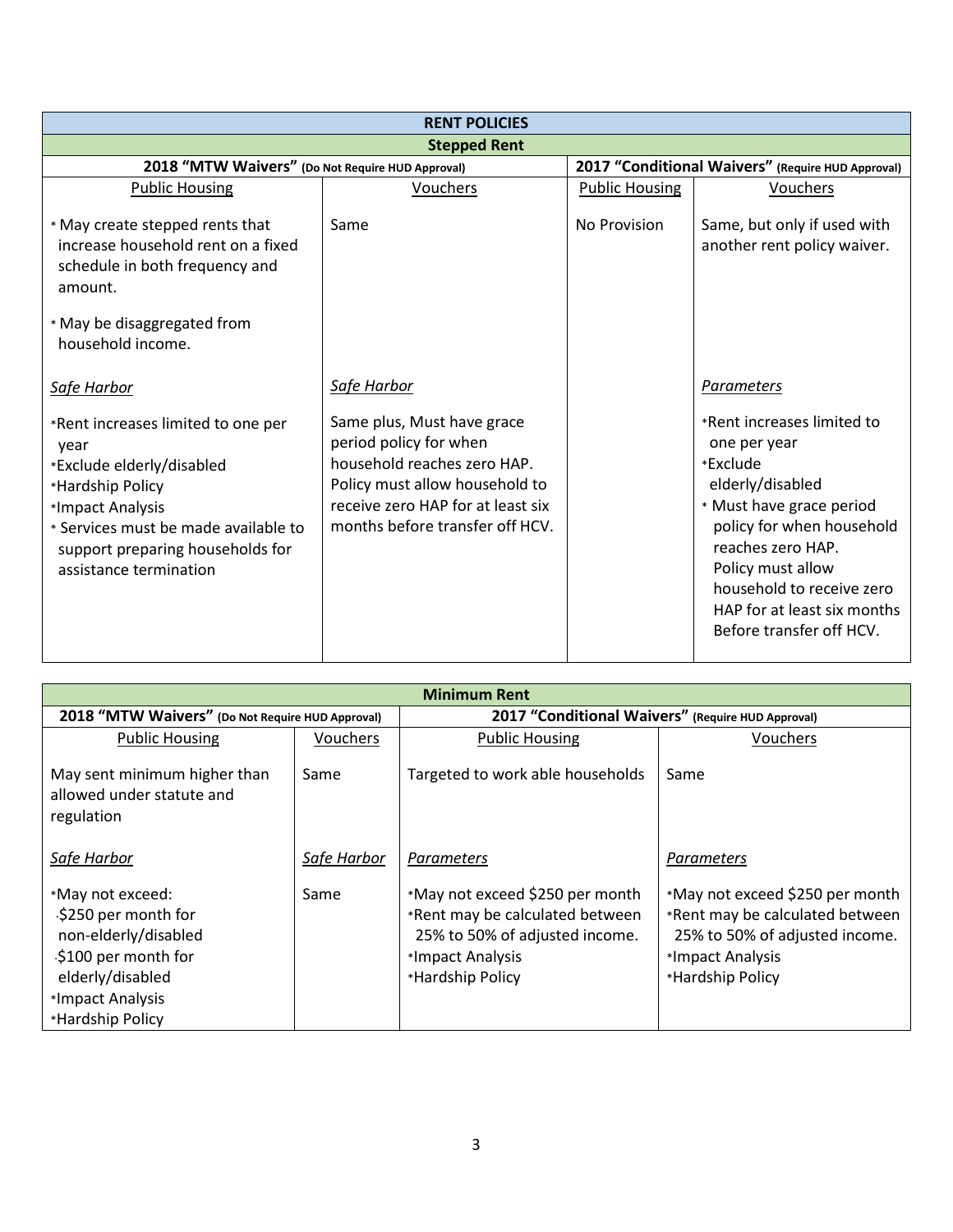| RENT POLICIES | | | |
|---|---|---|---|
| **Stepped Rent** | | | |
| **2018 "MTW Waivers"** (Do Not Require HUD Approval) | | **2017 "Conditional Waivers"** (Require HUD Approval) | |
| Public Housing | Vouchers | Public Housing | Vouchers |
| * May create stepped rents that increase household rent on a fixed schedule in both frequency and amount.<br><br>* May be disaggregated from household income. | Same | No Provision | Same, but only if used with another rent policy waiver. |
| *Safe Harbor*<br><br>*Rent increases limited to one per year<br>*Exclude elderly/disabled<br>*Hardship Policy<br>*Impact Analysis<br>* Services must be made available to support preparing households for assistance termination | *Safe Harbor*<br><br>Same plus, Must have grace period policy for when household reaches zero HAP. Policy must allow household to receive zero HAP for at least six months before transfer off HCV. | | *Parameters*<br><br>*Rent increases limited to one per year<br>*Exclude elderly/disabled<br>* Must have grace period policy for when household reaches zero HAP. Policy must allow household to receive zero HAP for at least six months Before transfer off HCV. |

| Minimum Rent | | | |
|---|---|---|---|
| **2018 "MTW Waivers"** (Do Not Require HUD Approval) | | **2017 "Conditional Waivers"** (Require HUD Approval) | |
| Public Housing | Vouchers | Public Housing | Vouchers |
| May sent minimum higher than allowed under statute and regulation | Same | Targeted to work able households | Same |
| *Safe Harbor*<br><br>*May not exceed:<br>·$250 per month for non-elderly/disabled<br>·$100 per month for elderly/disabled<br>*Impact Analysis<br>*Hardship Policy | *Safe Harbor*<br><br>Same | *Parameters*<br><br>*May not exceed $250 per month<br>*Rent may be calculated between 25% to 50% of adjusted income.<br>*Impact Analysis<br>*Hardship Policy | *Parameters*<br><br>*May not exceed $250 per month<br>*Rent may be calculated between 25% to 50% of adjusted income.<br>*Impact Analysis<br>*Hardship Policy |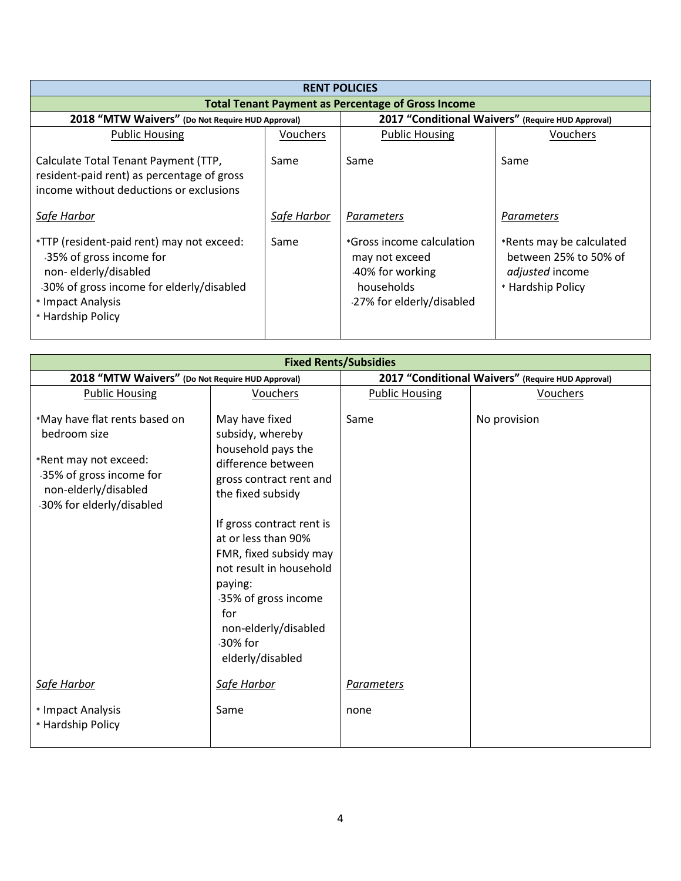| RENT POLICIES | | | |
|---|---|---|---|
| **Total Tenant Payment as Percentage of Gross Income** | | | |
| **2018 "MTW Waivers"** (Do Not Require HUD Approval) | | **2017 "Conditional Waivers"** (Require HUD Approval) | |
| Public Housing | Vouchers | Public Housing | Vouchers |
| Calculate Total Tenant Payment (TTP, resident-paid rent) as percentage of gross income without deductions or exclusions | Same | Same | Same |
| *Safe Harbor* | *Safe Harbor* | *Parameters* | *Parameters* |
| *TTP (resident-paid rent) may not exceed:<br>·35% of gross income for non- elderly/disabled<br>·30% of gross income for elderly/disabled<br>* Impact Analysis<br>* Hardship Policy | Same | *Gross income calculation may not exceed<br>·40% for working households<br>·27% for elderly/disabled | *Rents may be calculated between 25% to 50% of *adjusted* income<br>* Hardship Policy |

| Fixed Rents/Subsidies | | | |
|---|---|---|---|
| **2018 "MTW Waivers"** (Do Not Require HUD Approval) | | **2017 "Conditional Waivers"** (Require HUD Approval) | |
| Public Housing | Vouchers | Public Housing | Vouchers |
| *May have flat rents based on bedroom size<br>*Rent may not exceed:<br>·35% of gross income for non-elderly/disabled<br>·30% for elderly/disabled | May have fixed subsidy, whereby household pays the difference between gross contract rent and the fixed subsidy<br><br>If gross contract rent is at or less than 90% FMR, fixed subsidy may not result in household paying:<br>·35% of gross income for non-elderly/disabled<br>·30% for elderly/disabled | Same | No provision |
| *Safe Harbor* | *Safe Harbor* | *Parameters* | |
| * Impact Analysis<br>* Hardship Policy | Same | none | |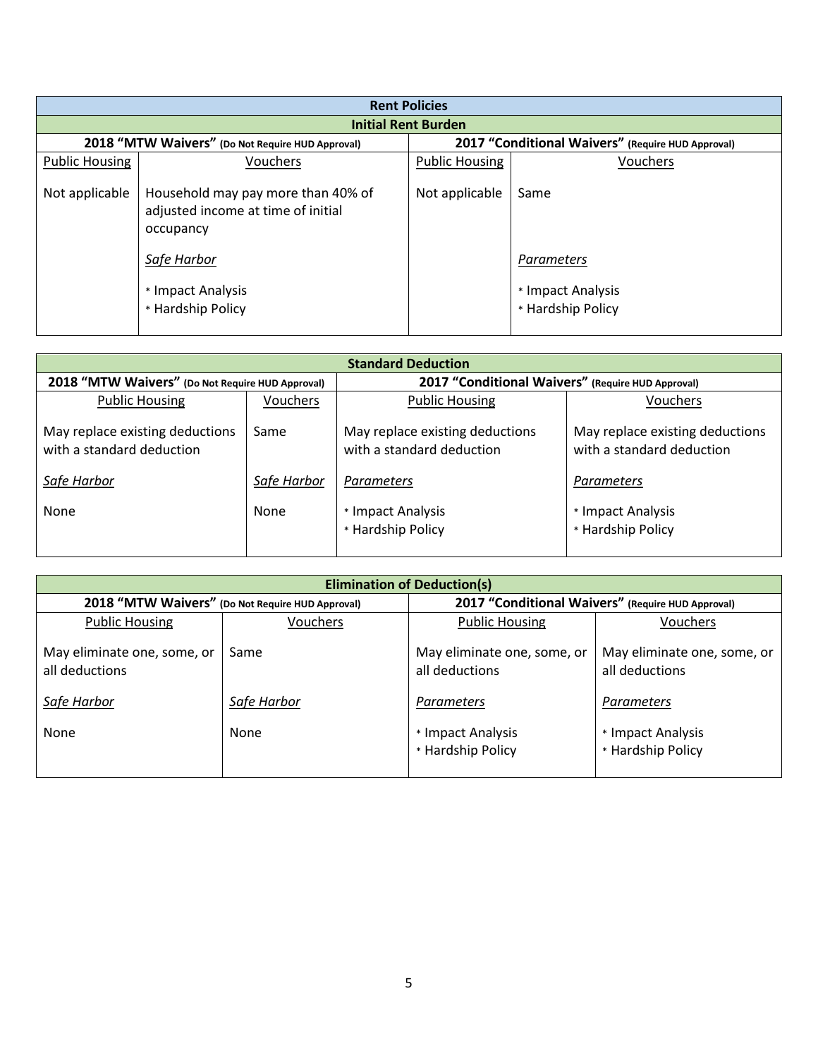| Rent Policies | | | |
|---|---|---|---|
| **Initial Rent Burden** | | | |
| **2018 "MTW Waivers"** (Do Not Require HUD Approval) | | **2017 "Conditional Waivers"** (Require HUD Approval) | |
| Public Housing | Vouchers | Public Housing | Vouchers |
| Not applicable | Household may pay more than 40% of adjusted income at time of initial occupancy<br><br>*Safe Harbor*<br><br>* Impact Analysis<br>* Hardship Policy | Not applicable | Same<br><br>*Parameters*<br><br>* Impact Analysis<br>* Hardship Policy |

| Standard Deduction | | | |
|---|---|---|---|
| **2018 "MTW Waivers"** (Do Not Require HUD Approval) | | **2017 "Conditional Waivers"** (Require HUD Approval) | |
| Public Housing | Vouchers | Public Housing | Vouchers |
| May replace existing deductions with a standard deduction<br><br>*Safe Harbor*<br><br>None | Same<br><br>*Safe Harbor*<br><br>None | May replace existing deductions with a standard deduction<br><br>*Parameters*<br><br>* Impact Analysis<br>* Hardship Policy | May replace existing deductions with a standard deduction<br><br>*Parameters*<br><br>* Impact Analysis<br>* Hardship Policy |

| Elimination of Deduction(s) | | | |
|---|---|---|---|
| **2018 "MTW Waivers"** (Do Not Require HUD Approval) | | **2017 "Conditional Waivers"** (Require HUD Approval) | |
| Public Housing | Vouchers | Public Housing | Vouchers |
| May eliminate one, some, or all deductions<br><br>*Safe Harbor*<br><br>None | Same<br><br>*Safe Harbor*<br><br>None | May eliminate one, some, or all deductions<br><br>*Parameters*<br><br>* Impact Analysis<br>* Hardship Policy | May eliminate one, some, or all deductions<br><br>*Parameters*<br><br>* Impact Analysis<br>* Hardship Policy |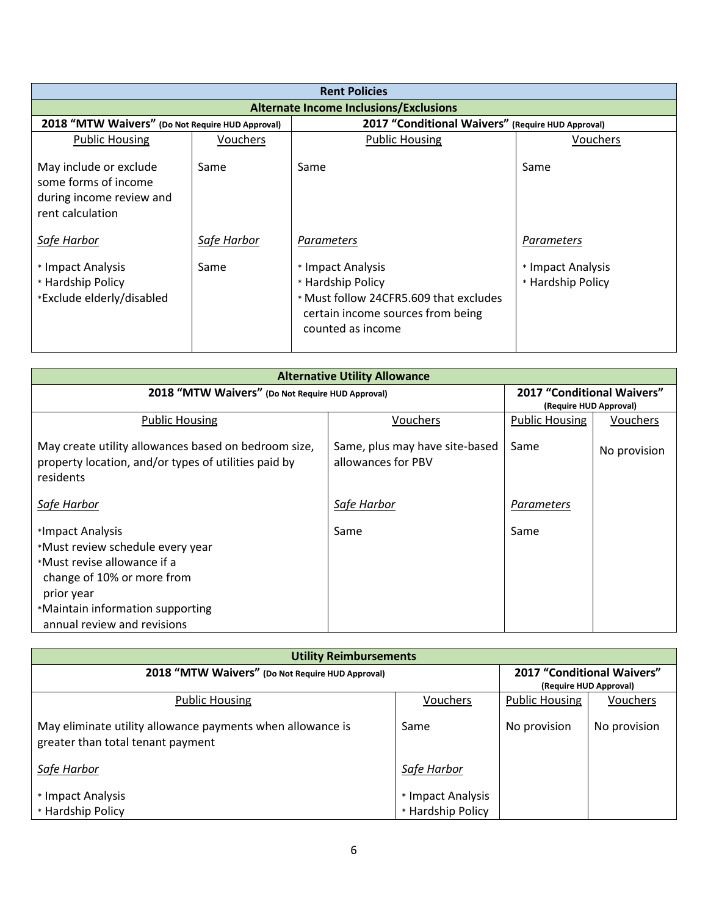| Rent Policies | | | |
|---|---|---|---|
| **Alternate Income Inclusions/Exclusions** | | | |
| **2018 "MTW Waivers"** (Do Not Require HUD Approval) | | **2017 "Conditional Waivers"** (Require HUD Approval) | |
| Public Housing | Vouchers | Public Housing | Vouchers |
| May include or exclude some forms of income during income review and rent calculation | Same | Same | Same |
| *Safe Harbor* | *Safe Harbor* | *Parameters* | *Parameters* |
| * Impact Analysis<br>* Hardship Policy<br>*Exclude elderly/disabled | Same | * Impact Analysis<br>* Hardship Policy<br>* Must follow 24CFR5.609 that excludes certain income sources from being counted as income | * Impact Analysis<br>* Hardship Policy |

| Alternative Utility Allowance | | | |
|---|---|---|---|
| **2018 "MTW Waivers"** (Do Not Require HUD Approval) | | **2017 "Conditional Waivers"** (Require HUD Approval) | |
| Public Housing | Vouchers | Public Housing | Vouchers |
| May create utility allowances based on bedroom size, property location, and/or types of utilities paid by residents | Same, plus may have site-based allowances for PBV | Same | No provision |
| *Safe Harbor* | *Safe Harbor* | *Parameters* | |
| *Impact Analysis<br>*Must review schedule every year<br>*Must revise allowance if a change of 10% or more from prior year<br>*Maintain information supporting annual review and revisions | Same | Same | |

| Utility Reimbursements | | | |
|---|---|---|---|
| **2018 "MTW Waivers"** (Do Not Require HUD Approval) | | **2017 "Conditional Waivers"** (Require HUD Approval) | |
| Public Housing | Vouchers | Public Housing | Vouchers |
| May eliminate utility allowance payments when allowance is greater than total tenant payment | Same | No provision | No provision |
| *Safe Harbor* | *Safe Harbor* | | |
| * Impact Analysis<br>* Hardship Policy | * Impact Analysis<br>* Hardship Policy | | |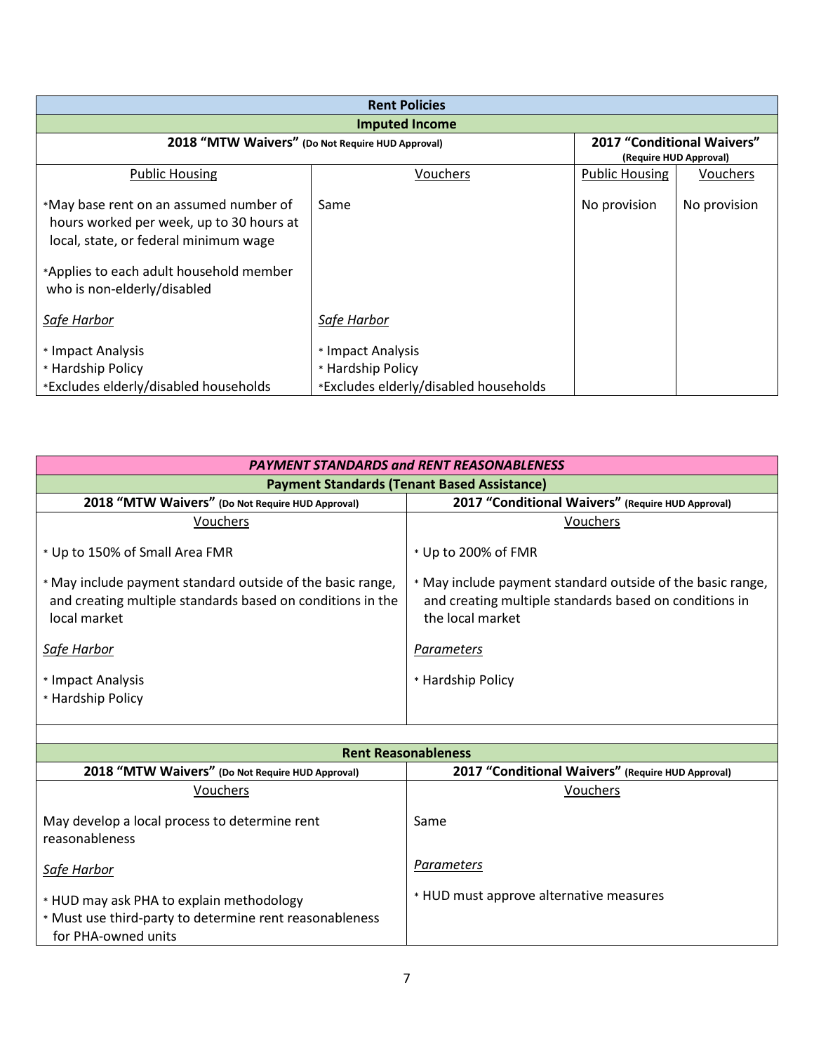| Rent Policies | | | |
|---|---|---|---|
| **Imputed Income** | | | |
| **2018 "MTW Waivers"** (Do Not Require HUD Approval) | | **2017 "Conditional Waivers"** (Require HUD Approval) | |
| Public Housing | Vouchers | Public Housing | Vouchers |
| *May base rent on an assumed number of hours worked per week, up to 30 hours at local, state, or federal minimum wage<br><br>*Applies to each adult household member who is non-elderly/disabled<br><br>*Safe Harbor*<br><br>* Impact Analysis<br>* Hardship Policy<br>*Excludes elderly/disabled households | Same<br><br>*Safe Harbor*<br><br>* Impact Analysis<br>* Hardship Policy<br>*Excludes elderly/disabled households | No provision | No provision |

| *PAYMENT STANDARDS and RENT REASONABLENESS* | |
|---|---|
| **Payment Standards (Tenant Based Assistance)** | |
| **2018 "MTW Waivers"** (Do Not Require HUD Approval) | **2017 "Conditional Waivers"** (Require HUD Approval) |
| Vouchers | Vouchers |
| * Up to 150% of Small Area FMR<br><br>* May include payment standard outside of the basic range, and creating multiple standards based on conditions in the local market<br><br>*Safe Harbor*<br><br>* Impact Analysis<br>* Hardship Policy | * Up to 200% of FMR<br><br>* May include payment standard outside of the basic range, and creating multiple standards based on conditions in the local market<br><br>*Parameters*<br><br>* Hardship Policy |
| | |
| **Rent Reasonableness** | |
| **2018 "MTW Waivers"** (Do Not Require HUD Approval) | **2017 "Conditional Waivers"** (Require HUD Approval) |
| Vouchers | Vouchers |
| May develop a local process to determine rent reasonableness<br><br>*Safe Harbor*<br><br>* HUD may ask PHA to explain methodology<br>* Must use third-party to determine rent reasonableness for PHA-owned units | Same<br><br>*Parameters*<br><br>* HUD must approve alternative measures |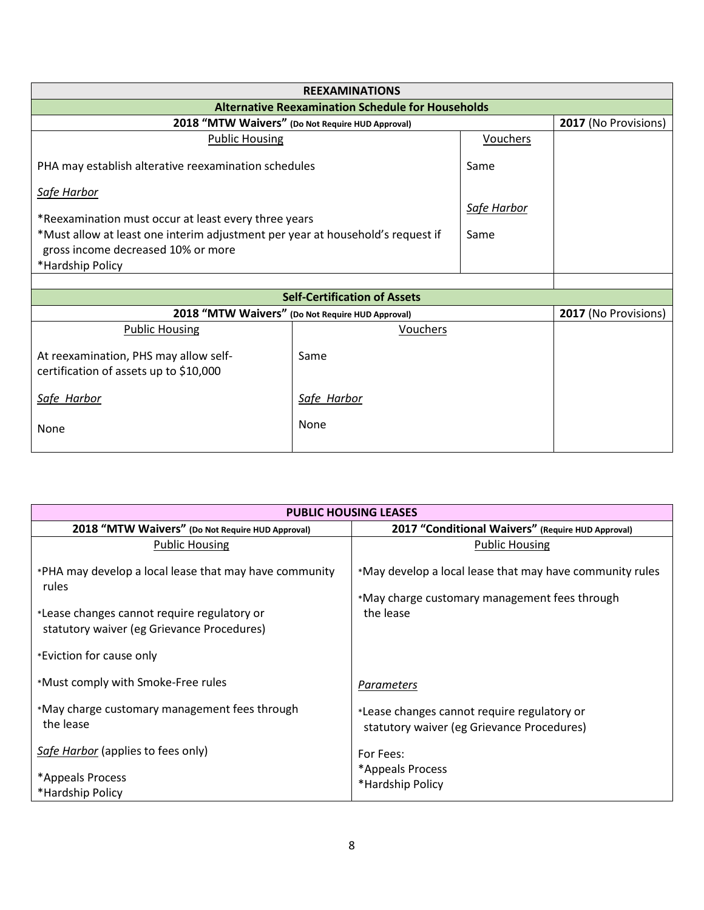| REEXAMINATIONS | | |
|---|---|---|
| **Alternative Reexamination Schedule for Households** | | |
| **2018 "MTW Waivers"** (Do Not Require HUD Approval) | | **2017** (No Provisions) |
| Public Housing | Vouchers | |
| PHA may establish alterative reexamination schedules | Same | |
| *Safe Harbor*<br><br>*Reexamination must occur at least every three years<br>*Must allow at least one interim adjustment per year at household's request if gross income decreased 10% or more<br>*Hardship Policy | *Safe Harbor*<br><br>Same | |

| | | |
|---|---|---|
| **Self-Certification of Assets** | | |
| **2018 "MTW Waivers"** (Do Not Require HUD Approval) | | **2017** (No Provisions) |
| Public Housing | Vouchers | |
| At reexamination, PHS may allow self-certification of assets up to $10,000 | Same | |
| *Safe Harbor*<br><br>None | *Safe Harbor*<br><br>None | |

| PUBLIC HOUSING LEASES | |
|---|---|
| **2018 "MTW Waivers"** (Do Not Require HUD Approval) | **2017 "Conditional Waivers"** (Require HUD Approval) |
| Public Housing | Public Housing |
| *PHA may develop a local lease that may have community rules<br><br>*Lease changes cannot require regulatory or statutory waiver (eg Grievance Procedures)<br><br>*Eviction for cause only<br><br>*Must comply with Smoke-Free rules<br><br>*May charge customary management fees through the lease<br><br>*Safe Harbor* (applies to fees only)<br><br>*Appeals Process<br>*Hardship Policy | *May develop a local lease that may have community rules<br><br>*May charge customary management fees through the lease<br><br>*Parameters*<br><br>*Lease changes cannot require regulatory or statutory waiver (eg Grievance Procedures)<br><br>For Fees:<br>*Appeals Process<br>*Hardship Policy |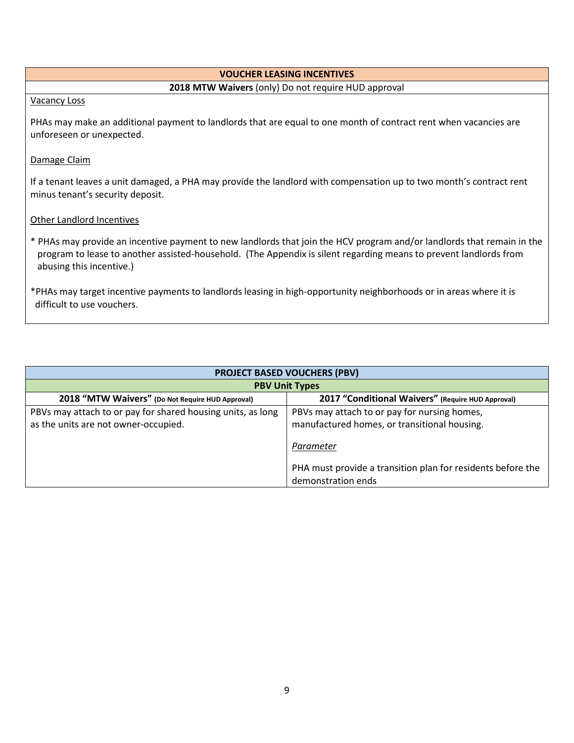## VOUCHER LEASING INCENTIVES

**2018 MTW Waivers** (only) Do not require HUD approval

Vacancy Loss

PHAs may make an additional payment to landlords that are equal to one month of contract rent when vacancies are unforeseen or unexpected.

Damage Claim

If a tenant leaves a unit damaged, a PHA may provide the landlord with compensation up to two month's contract rent minus tenant's security deposit.

Other Landlord Incentives

* PHAs may provide an incentive payment to new landlords that join the HCV program and/or landlords that remain in the program to lease to another assisted-household. (The Appendix is silent regarding means to prevent landlords from abusing this incentive.)

*PHAs may target incentive payments to landlords leasing in high-opportunity neighborhoods or in areas where it is difficult to use vouchers.

## PROJECT BASED VOUCHERS (PBV)

### PBV Unit Types

| **2018 "MTW Waivers"** (Do Not Require HUD Approval) | **2017 "Conditional Waivers"** (Require HUD Approval) |
|---|---|
| PBVs may attach to or pay for shared housing units, as long as the units are not owner-occupied. | PBVs may attach to or pay for nursing homes, manufactured homes, or transitional housing.<br><br>*Parameter*<br><br>PHA must provide a transition plan for residents before the demonstration ends |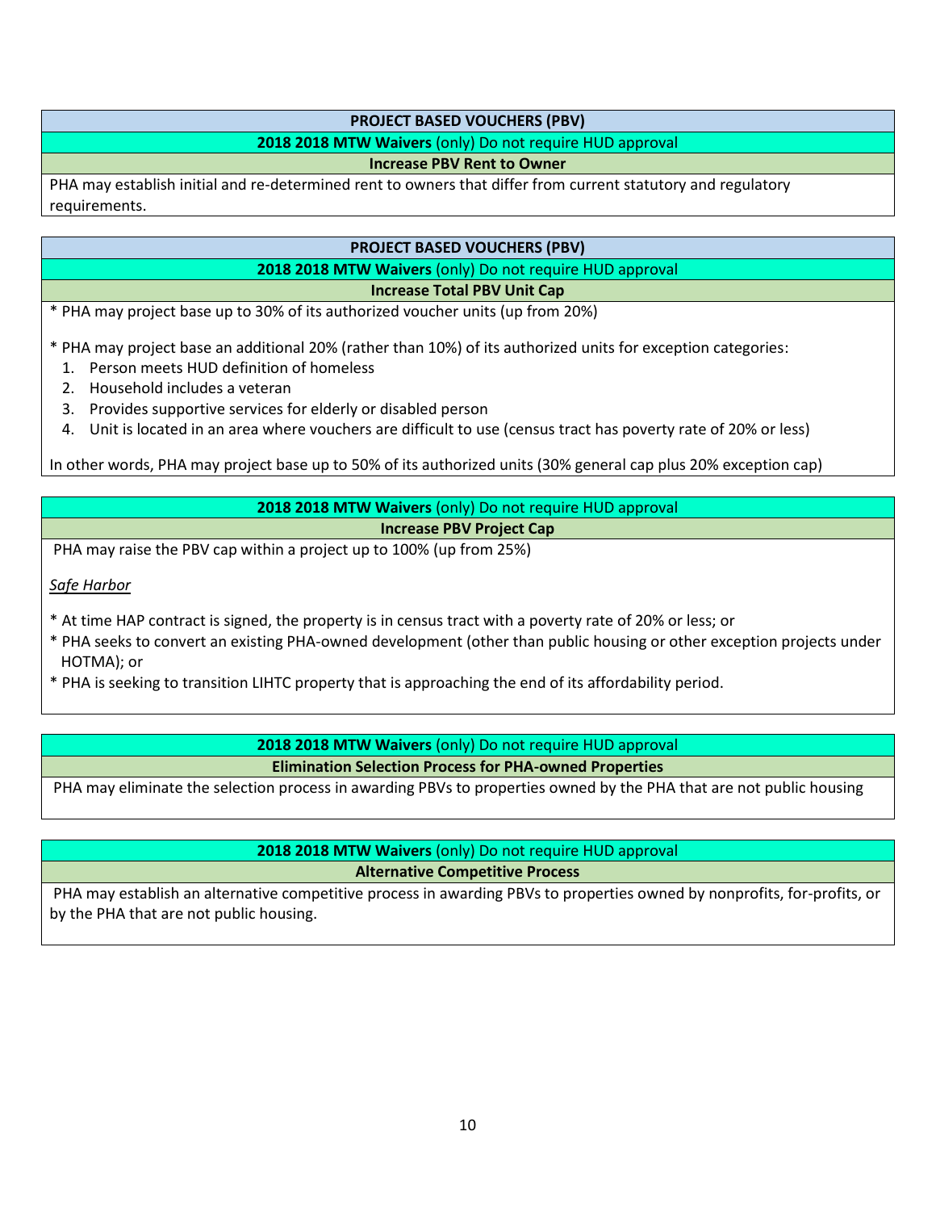**PROJECT BASED VOUCHERS (PBV)**

**2018 2018 MTW Waivers** (only) Do not require HUD approval

**Increase PBV Rent to Owner**

PHA may establish initial and re-determined rent to owners that differ from current statutory and regulatory requirements.

**PROJECT BASED VOUCHERS (PBV)**

**2018 2018 MTW Waivers** (only) Do not require HUD approval

**Increase Total PBV Unit Cap**

* PHA may project base up to 30% of its authorized voucher units (up from 20%)

* PHA may project base an additional 20% (rather than 10%) of its authorized units for exception categories:

1. Person meets HUD definition of homeless
2. Household includes a veteran
3. Provides supportive services for elderly or disabled person
4. Unit is located in an area where vouchers are difficult to use (census tract has poverty rate of 20% or less)

In other words, PHA may project base up to 50% of its authorized units (30% general cap plus 20% exception cap)

**2018 2018 MTW Waivers** (only) Do not require HUD approval

**Increase PBV Project Cap**

PHA may raise the PBV cap within a project up to 100% (up from 25%)

*Safe Harbor*

* At time HAP contract is signed, the property is in census tract with a poverty rate of 20% or less; or
* PHA seeks to convert an existing PHA-owned development (other than public housing or other exception projects under HOTMA); or
* PHA is seeking to transition LIHTC property that is approaching the end of its affordability period.

**2018 2018 MTW Waivers** (only) Do not require HUD approval

**Elimination Selection Process for PHA-owned Properties**

PHA may eliminate the selection process in awarding PBVs to properties owned by the PHA that are not public housing

**2018 2018 MTW Waivers** (only) Do not require HUD approval

**Alternative Competitive Process**

PHA may establish an alternative competitive process in awarding PBVs to properties owned by nonprofits, for-profits, or by the PHA that are not public housing.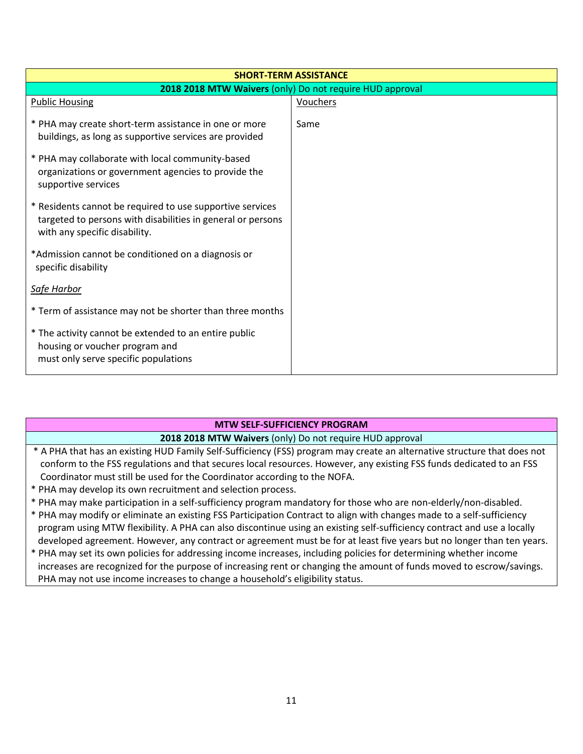| SHORT-TERM ASSISTANCE | |
|---|---|
| **2018 2018 MTW Waivers** (only) Do not require HUD approval | |
| Public Housing | Vouchers |
| * PHA may create short-term assistance in one or more buildings, as long as supportive services are provided<br><br>* PHA may collaborate with local community-based organizations or government agencies to provide the supportive services<br><br>* Residents cannot be required to use supportive services targeted to persons with disabilities in general or persons with any specific disability.<br><br>*Admission cannot be conditioned on a diagnosis or specific disability<br><br>*Safe Harbor*<br><br>* Term of assistance may not be shorter than three months<br><br>* The activity cannot be extended to an entire public housing or voucher program and must only serve specific populations | Same |

| MTW SELF-SUFFICIENCY PROGRAM |
|---|
| **2018 2018 MTW Waivers** (only) Do not require HUD approval |
| * A PHA that has an existing HUD Family Self-Sufficiency (FSS) program may create an alternative structure that does not conform to the FSS regulations and that secures local resources. However, any existing FSS funds dedicated to an FSS Coordinator must still be used for the Coordinator according to the NOFA.<br>* PHA may develop its own recruitment and selection process.<br>* PHA may make participation in a self-sufficiency program mandatory for those who are non-elderly/non-disabled.<br>* PHA may modify or eliminate an existing FSS Participation Contract to align with changes made to a self-sufficiency program using MTW flexibility. A PHA can also discontinue using an existing self-sufficiency contract and use a locally developed agreement. However, any contract or agreement must be for at least five years but no longer than ten years.<br>* PHA may set its own policies for addressing income increases, including policies for determining whether income increases are recognized for the purpose of increasing rent or changing the amount of funds moved to escrow/savings. PHA may not use income increases to change a household's eligibility status. |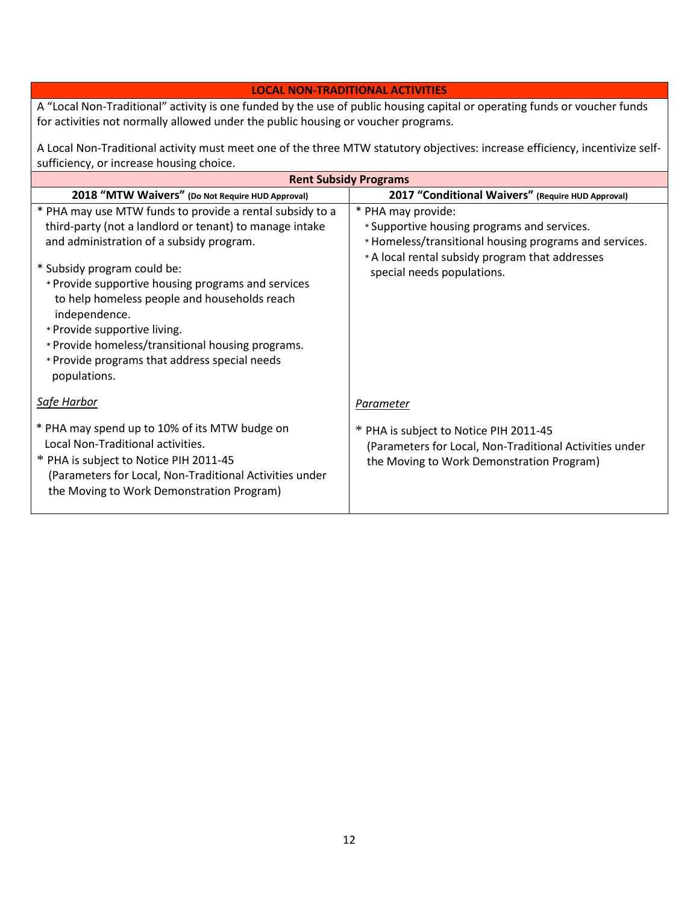| LOCAL NON-TRADITIONAL ACTIVITIES | |
|---|---|
| A "Local Non-Traditional" activity is one funded by the use of public housing capital or operating funds or voucher funds for activities not normally allowed under the public housing or voucher programs.<br><br>A Local Non-Traditional activity must meet one of the three MTW statutory objectives: increase efficiency, incentivize self-sufficiency, or increase housing choice. | |
| **Rent Subsidy Programs** | |
| **2018 "MTW Waivers"** (Do Not Require HUD Approval) | **2017 "Conditional Waivers"** (Require HUD Approval) |
| * PHA may use MTW funds to provide a rental subsidy to a third-party (not a landlord or tenant) to manage intake and administration of a subsidy program.<br><br>* Subsidy program could be:<br>* Provide supportive housing programs and services to help homeless people and households reach independence.<br>* Provide supportive living.<br>* Provide homeless/transitional housing programs.<br>* Provide programs that address special needs populations.<br><br>*Safe Harbor*<br><br>* PHA may spend up to 10% of its MTW budge on Local Non-Traditional activities.<br>* PHA is subject to Notice PIH 2011-45 (Parameters for Local, Non-Traditional Activities under the Moving to Work Demonstration Program) | * PHA may provide:<br>* Supportive housing programs and services.<br>* Homeless/transitional housing programs and services.<br>* A local rental subsidy program that addresses special needs populations.<br><br>*Parameter*<br><br>* PHA is subject to Notice PIH 2011-45 (Parameters for Local, Non-Traditional Activities under the Moving to Work Demonstration Program) |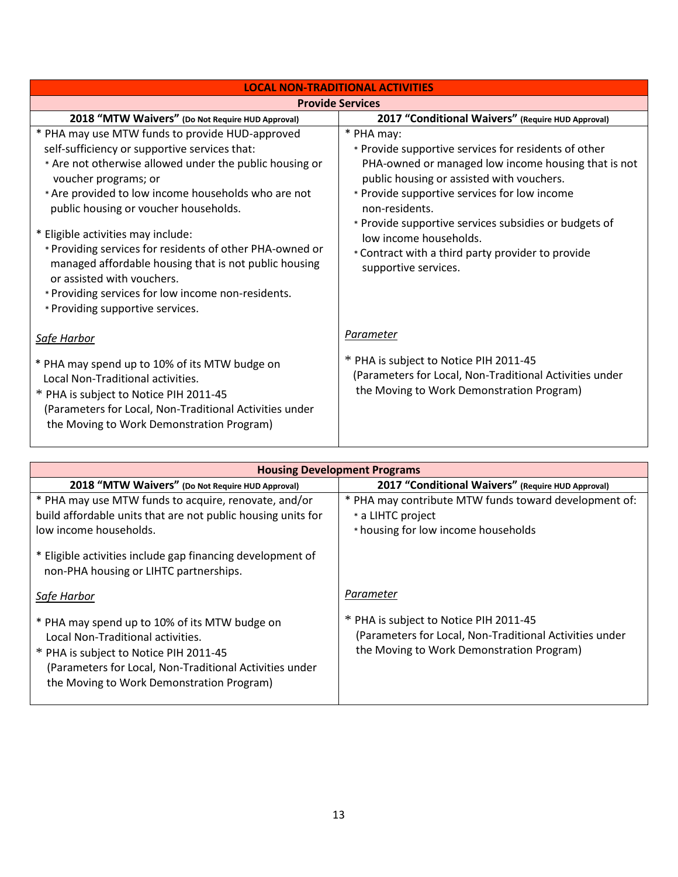| LOCAL NON-TRADITIONAL ACTIVITIES | |
|---|---|
| **Provide Services** | |
| **2018 "MTW Waivers"** (Do Not Require HUD Approval) | **2017 "Conditional Waivers"** (Require HUD Approval) |
| * PHA may use MTW funds to provide HUD-approved self-sufficiency or supportive services that:<br>* Are not otherwise allowed under the public housing or voucher programs; or<br>* Are provided to low income households who are not public housing or voucher households.<br><br>* Eligible activities may include:<br>* Providing services for residents of other PHA-owned or managed affordable housing that is not public housing or assisted with vouchers.<br>* Providing services for low income non-residents.<br>* Providing supportive services.<br><br>*Safe Harbor*<br><br>* PHA may spend up to 10% of its MTW budge on Local Non-Traditional activities.<br>* PHA is subject to Notice PIH 2011-45 (Parameters for Local, Non-Traditional Activities under the Moving to Work Demonstration Program) | * PHA may:<br>* Provide supportive services for residents of other PHA-owned or managed low income housing that is not public housing or assisted with vouchers.<br>* Provide supportive services for low income non-residents.<br>* Provide supportive services subsidies or budgets of low income households.<br>* Contract with a third party provider to provide supportive services.<br><br>*Parameter*<br><br>* PHA is subject to Notice PIH 2011-45 (Parameters for Local, Non-Traditional Activities under the Moving to Work Demonstration Program) |

| Housing Development Programs | |
|---|---|
| **2018 "MTW Waivers"** (Do Not Require HUD Approval) | **2017 "Conditional Waivers"** (Require HUD Approval) |
| * PHA may use MTW funds to acquire, renovate, and/or build affordable units that are not public housing units for low income households.<br><br>* Eligible activities include gap financing development of non-PHA housing or LIHTC partnerships.<br><br>*Safe Harbor*<br><br>* PHA may spend up to 10% of its MTW budge on Local Non-Traditional activities.<br>* PHA is subject to Notice PIH 2011-45 (Parameters for Local, Non-Traditional Activities under the Moving to Work Demonstration Program) | * PHA may contribute MTW funds toward development of:<br>* a LIHTC project<br>* housing for low income households<br><br>*Parameter*<br><br>* PHA is subject to Notice PIH 2011-45 (Parameters for Local, Non-Traditional Activities under the Moving to Work Demonstration Program) |